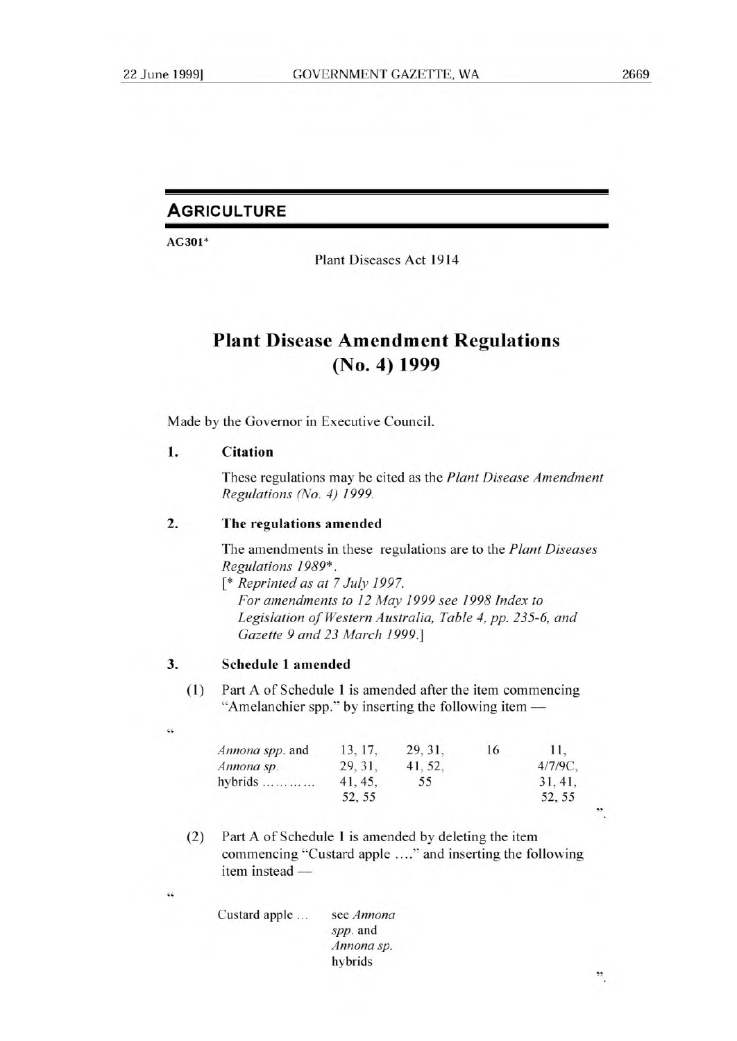## AGRICULTURE

**AG301***

Plant Diseases Act 1914

# Plant Disease Amendment Regulations (No. 4) 1999

Made by the Governor in Executive Council.

### 1. Citation

These regulations may be cited as the *Plant Disease Amendment Regulations (No. 4) 1999*.

### 2. The regulations amended

The amendments in these regulations are to the *Plant Diseases Regulations 1989**.

[* *Reprinted as at 7 July 1997.*
*For amendments to 12 May 1999 see 1998 Index to Legislation of Western Australia, Table 4, pp. 235-6, and Gazette 9 and 23 March 1999.*]

### 3. Schedule 1 amended

(1) Part A of Schedule 1 is amended after the item commencing "Amelanchier spp." by inserting the following item —

"

| | | | | |
|---|---|---|---|---|
| *Annona spp.* and *Annona sp.* hybrids ............ | 13, 17, 29, 31, 41, 45, 52, 55 | 29, 31, 41, 52, 55 | 16 | 11, 4/7/9C, 31, 41, 52, 55 |

".

(2) Part A of Schedule 1 is amended by deleting the item commencing "Custard apple ...." and inserting the following item instead —

"

| | |
|---|---|
| Custard apple ... | see *Annona spp.* and *Annona sp.* hybrids |

".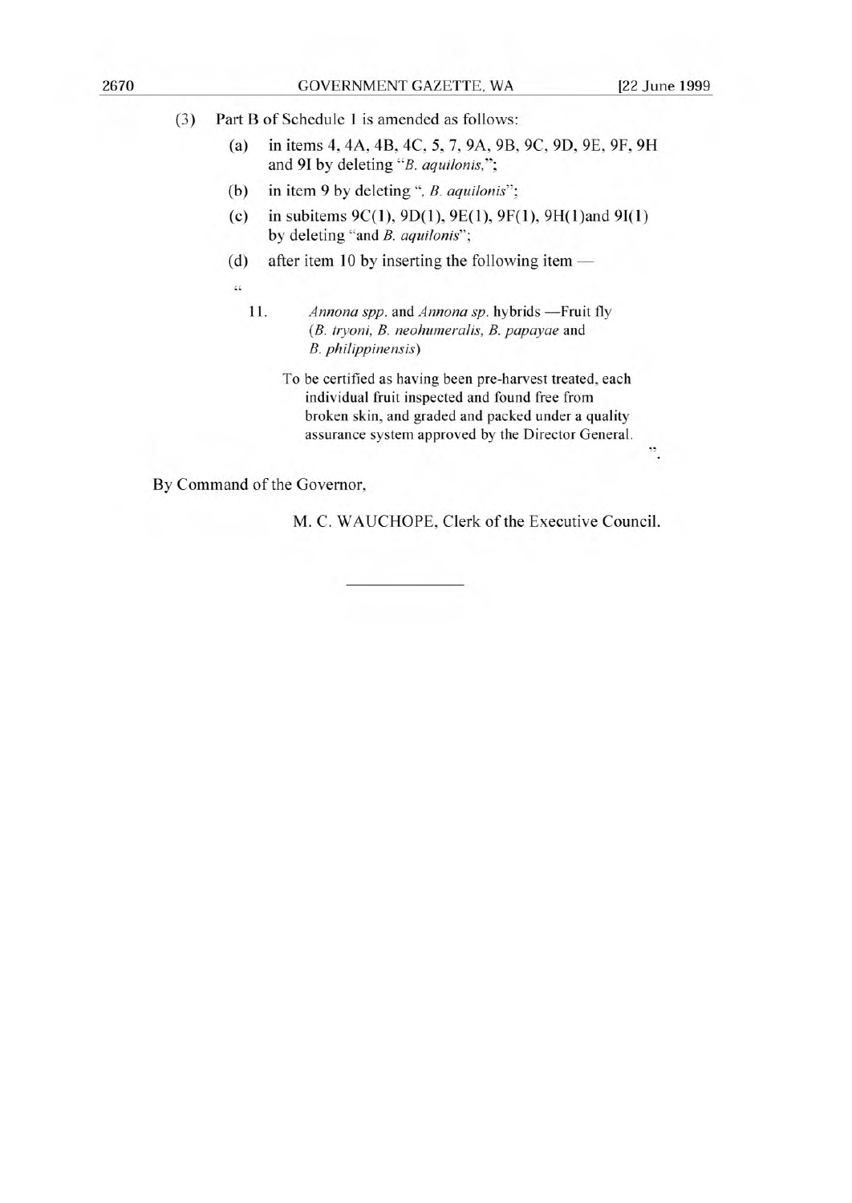(3) Part B of Schedule 1 is amended as follows:

(a) in items 4, 4A, 4B, 4C, 5, 7, 9A, 9B, 9C, 9D, 9E, 9F, 9H and 9I by deleting "*B. aquilonis,*";

(b) in item 9 by deleting ", *B. aquilonis*";

(c) in subitems 9C(1), 9D(1), 9E(1), 9F(1), 9H(1)and 9I(1) by deleting "and *B. aquilonis*";

(d) after item 10 by inserting the following item —

"

11. *Annona spp.* and *Annona sp.* hybrids —Fruit fly (*B. tryoni, B. neohumeralis, B. papayae* and *B. philippinensis*)

To be certified as having been pre-harvest treated, each individual fruit inspected and found free from broken skin, and graded and packed under a quality assurance system approved by the Director General.

".

By Command of the Governor,

M. C. WAUCHOPE, Clerk of the Executive Council.

---